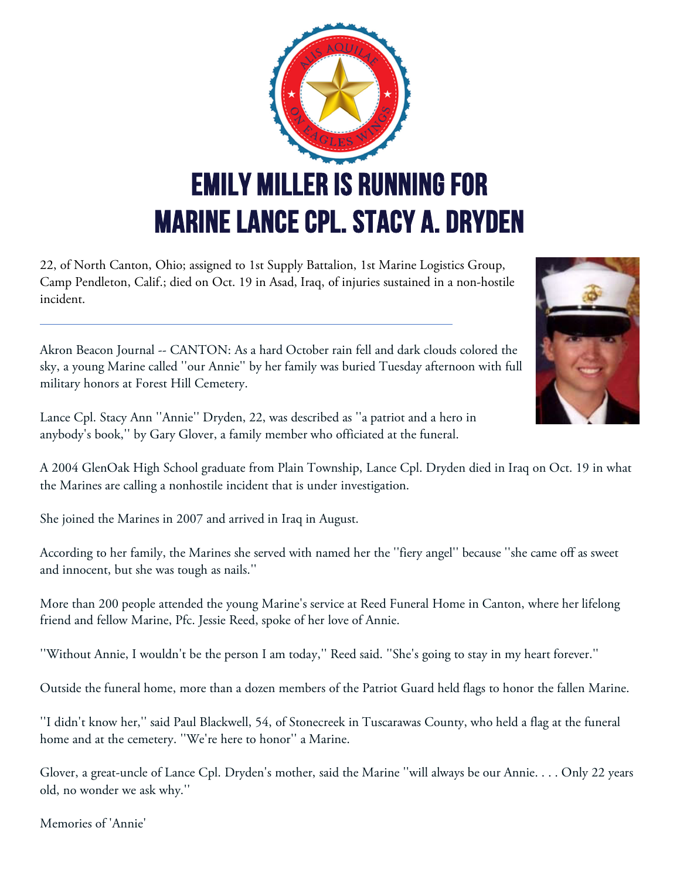# EMILY MILLER IS RUNNING FOR MARINE LANCE CPL. STACY A. DRYDEN

22, of North Canton, Ohio; assigned to 1st Supply Battalion, 1st Marine Logistics Group, Camp Pendleton, Calif.; died on Oct. 19 in Asad, Iraq, of injuries sustained in a non-hostile incident.

---

Akron Beacon Journal -- CANTON: As a hard October rain fell and dark clouds colored the sky, a young Marine called ''our Annie'' by her family was buried Tuesday afternoon with full military honors at Forest Hill Cemetery.

Lance Cpl. Stacy Ann ''Annie'' Dryden, 22, was described as ''a patriot and a hero in anybody's book,'' by Gary Glover, a family member who officiated at the funeral.

A 2004 GlenOak High School graduate from Plain Township, Lance Cpl. Dryden died in Iraq on Oct. 19 in what the Marines are calling a nonhostile incident that is under investigation.

She joined the Marines in 2007 and arrived in Iraq in August.

According to her family, the Marines she served with named her the ''fiery angel'' because ''she came off as sweet and innocent, but she was tough as nails.''

More than 200 people attended the young Marine's service at Reed Funeral Home in Canton, where her lifelong friend and fellow Marine, Pfc. Jessie Reed, spoke of her love of Annie.

''Without Annie, I wouldn't be the person I am today,'' Reed said. ''She's going to stay in my heart forever.''

Outside the funeral home, more than a dozen members of the Patriot Guard held flags to honor the fallen Marine.

''I didn't know her,'' said Paul Blackwell, 54, of Stonecreek in Tuscarawas County, who held a flag at the funeral home and at the cemetery. ''We're here to honor'' a Marine.

Glover, a great-uncle of Lance Cpl. Dryden's mother, said the Marine ''will always be our Annie. . . . Only 22 years old, no wonder we ask why.''

Memories of 'Annie'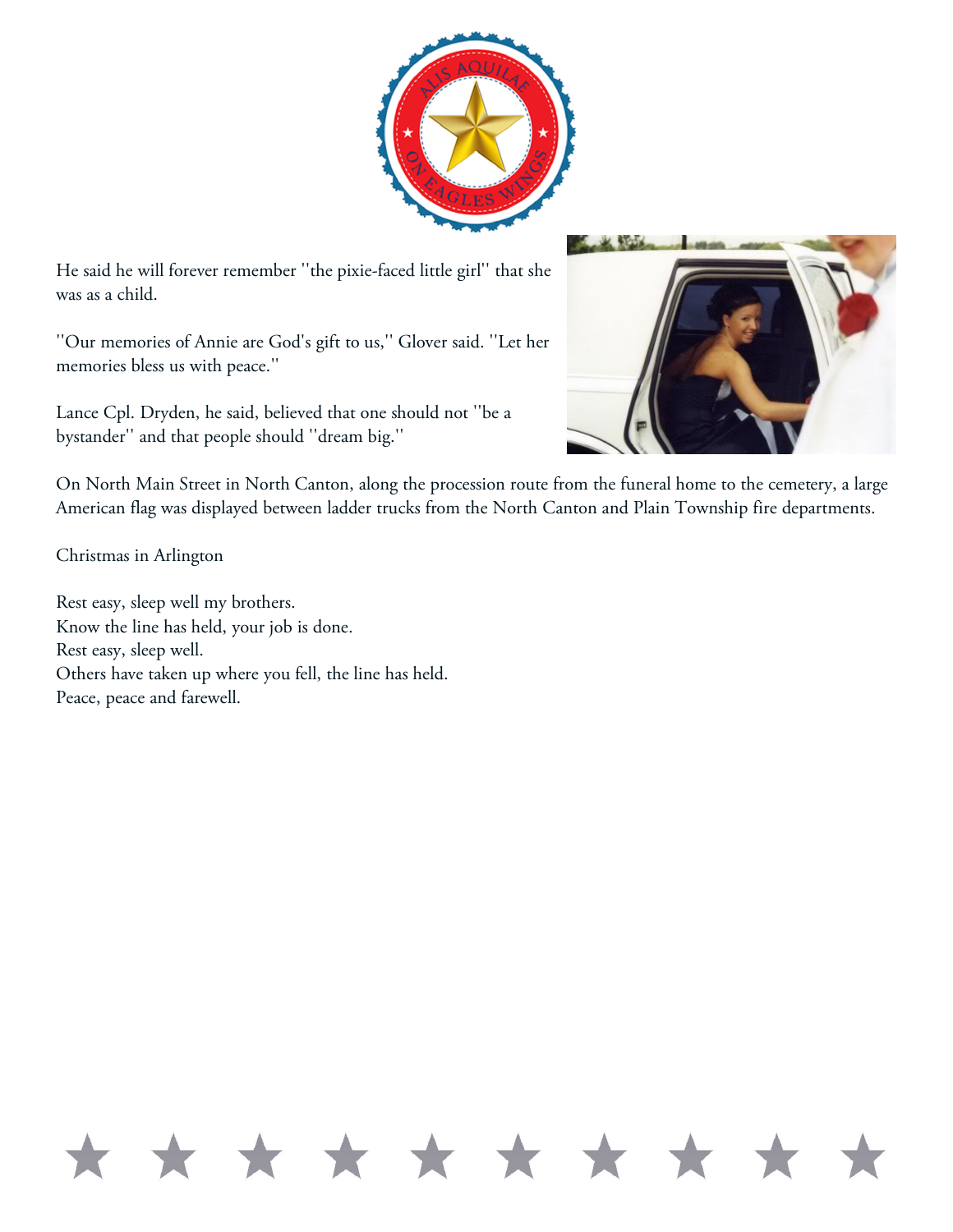He said he will forever remember "the pixie-faced little girl" that she was as a child.

"Our memories of Annie are God's gift to us," Glover said. "Let her memories bless us with peace."

Lance Cpl. Dryden, he said, believed that one should not "be a bystander" and that people should "dream big."

On North Main Street in North Canton, along the procession route from the funeral home to the cemetery, a large American flag was displayed between ladder trucks from the North Canton and Plain Township fire departments.

Christmas in Arlington

Rest easy, sleep well my brothers.
Know the line has held, your job is done.
Rest easy, sleep well.
Others have taken up where you fell, the line has held.
Peace, peace and farewell.